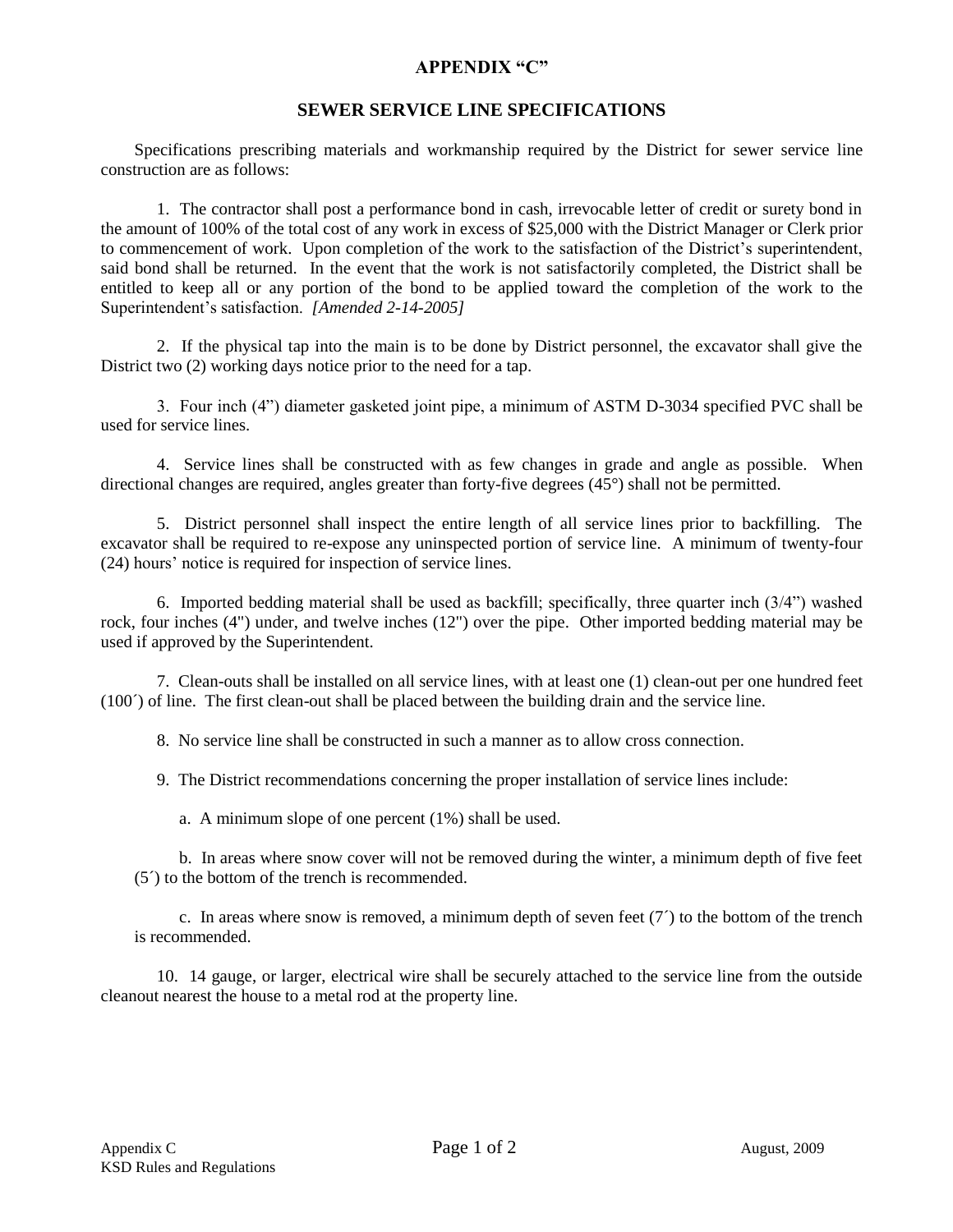# APPENDIX "C"

## SEWER SERVICE LINE SPECIFICATIONS

Specifications prescribing materials and workmanship required by the District for sewer service line construction are as follows:

1. The contractor shall post a performance bond in cash, irrevocable letter of credit or surety bond in the amount of 100% of the total cost of any work in excess of $25,000 with the District Manager or Clerk prior to commencement of work. Upon completion of the work to the satisfaction of the District's superintendent, said bond shall be returned. In the event that the work is not satisfactorily completed, the District shall be entitled to keep all or any portion of the bond to be applied toward the completion of the work to the Superintendent's satisfaction. *[Amended 2-14-2005]*

2. If the physical tap into the main is to be done by District personnel, the excavator shall give the District two (2) working days notice prior to the need for a tap.

3. Four inch (4") diameter gasketed joint pipe, a minimum of ASTM D-3034 specified PVC shall be used for service lines.

4. Service lines shall be constructed with as few changes in grade and angle as possible. When directional changes are required, angles greater than forty-five degrees (45°) shall not be permitted.

5. District personnel shall inspect the entire length of all service lines prior to backfilling. The excavator shall be required to re-expose any uninspected portion of service line. A minimum of twenty-four (24) hours' notice is required for inspection of service lines.

6. Imported bedding material shall be used as backfill; specifically, three quarter inch (3/4") washed rock, four inches (4") under, and twelve inches (12") over the pipe. Other imported bedding material may be used if approved by the Superintendent.

7. Clean-outs shall be installed on all service lines, with at least one (1) clean-out per one hundred feet (100´) of line. The first clean-out shall be placed between the building drain and the service line.

8. No service line shall be constructed in such a manner as to allow cross connection.

9. The District recommendations concerning the proper installation of service lines include:

   a. A minimum slope of one percent (1%) shall be used.

   b. In areas where snow cover will not be removed during the winter, a minimum depth of five feet (5´) to the bottom of the trench is recommended.

   c. In areas where snow is removed, a minimum depth of seven feet (7´) to the bottom of the trench is recommended.

10. 14 gauge, or larger, electrical wire shall be securely attached to the service line from the outside cleanout nearest the house to a metal rod at the property line.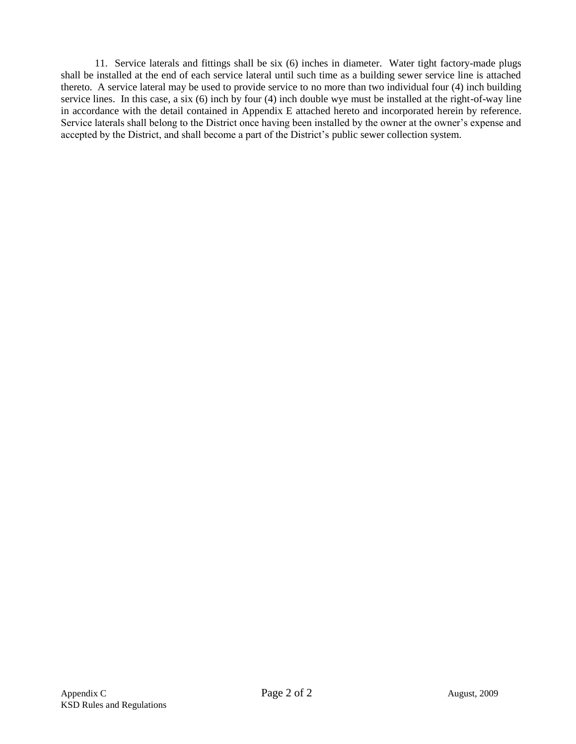11. Service laterals and fittings shall be six (6) inches in diameter. Water tight factory-made plugs shall be installed at the end of each service lateral until such time as a building sewer service line is attached thereto. A service lateral may be used to provide service to no more than two individual four (4) inch building service lines. In this case, a six (6) inch by four (4) inch double wye must be installed at the right-of-way line in accordance with the detail contained in Appendix E attached hereto and incorporated herein by reference. Service laterals shall belong to the District once having been installed by the owner at the owner's expense and accepted by the District, and shall become a part of the District's public sewer collection system.